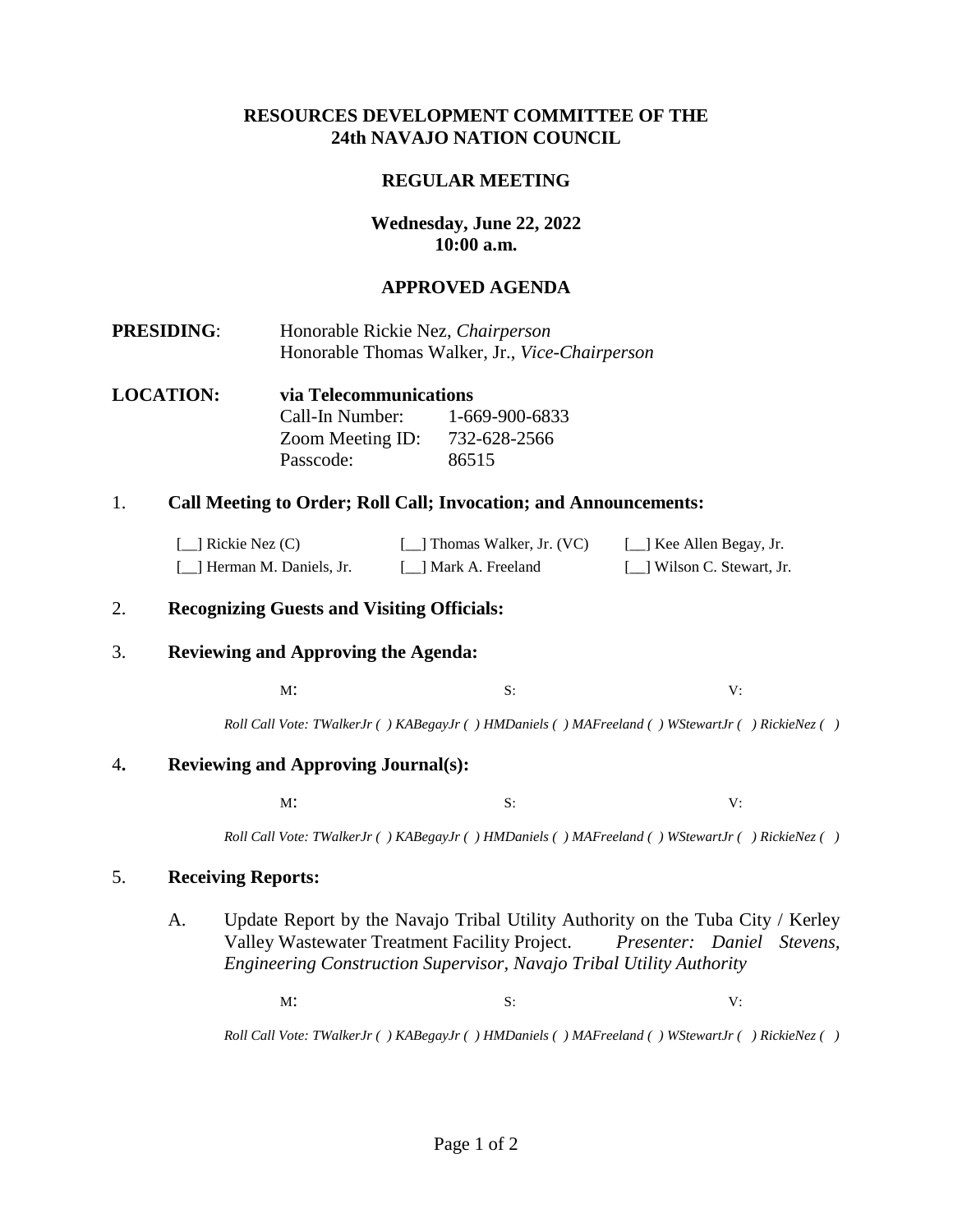**RESOURCES DEVELOPMENT COMMITTEE OF THE**
**24th NAVAJO NATION COUNCIL**

**REGULAR MEETING**

**Wednesday, June 22, 2022**
**10:00 a.m.**

**APPROVED AGENDA**

**PRESIDING**: Honorable Rickie Nez, *Chairperson*
Honorable Thomas Walker, Jr., *Vice-Chairperson*

**LOCATION:** **via Telecommunications**
Call-In Number: 1-669-900-6833
Zoom Meeting ID: 732-628-2566
Passcode: 86515

1. **Call Meeting to Order; Roll Call; Invocation; and Announcements:**

   [__] Rickie Nez (C) [__] Thomas Walker, Jr. (VC) [__] Kee Allen Begay, Jr.
   [__] Herman M. Daniels, Jr. [__] Mark A. Freeland [__] Wilson C. Stewart, Jr.

2. **Recognizing Guests and Visiting Officials:**

3. **Reviewing and Approving the Agenda:**

   M: S: V:

   *Roll Call Vote: TWalkerJr ( ) KABegayJr ( ) HMDaniels ( ) MAFreeland ( ) WStewartJr ( ) RickieNez ( )*

4. **Reviewing and Approving Journal(s):**

   M: S: V:

   *Roll Call Vote: TWalkerJr ( ) KABegayJr ( ) HMDaniels ( ) MAFreeland ( ) WStewartJr ( ) RickieNez ( )*

5. **Receiving Reports:**

   A. Update Report by the Navajo Tribal Utility Authority on the Tuba City / Kerley Valley Wastewater Treatment Facility Project. *Presenter: Daniel Stevens, Engineering Construction Supervisor, Navajo Tribal Utility Authority*

   M: S: V:

   *Roll Call Vote: TWalkerJr ( ) KABegayJr ( ) HMDaniels ( ) MAFreeland ( ) WStewartJr ( ) RickieNez ( )*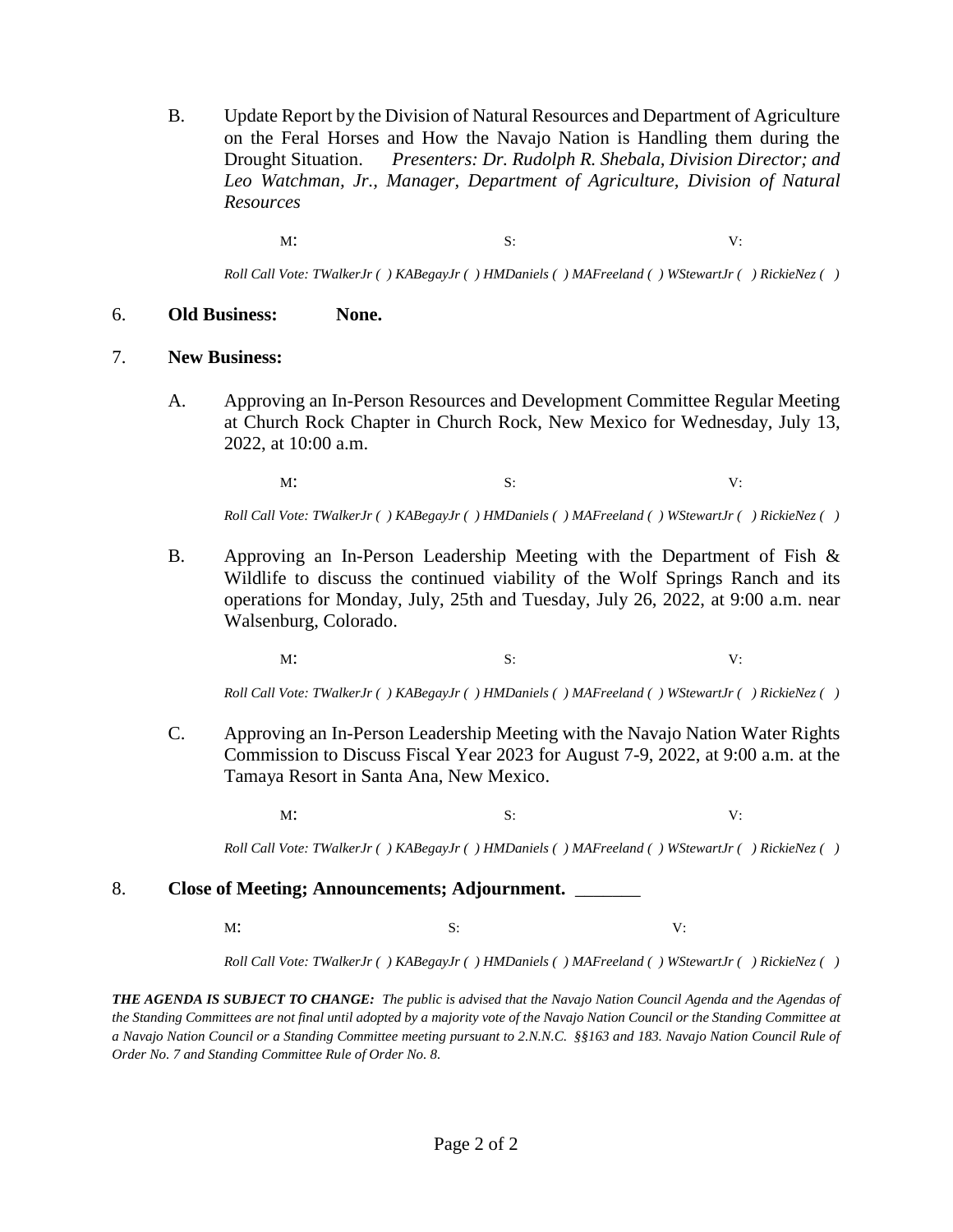B. Update Report by the Division of Natural Resources and Department of Agriculture on the Feral Horses and How the Navajo Nation is Handling them during the Drought Situation. *Presenters: Dr. Rudolph R. Shebala, Division Director; and Leo Watchman, Jr., Manager, Department of Agriculture, Division of Natural Resources*

M: S: V:

*Roll Call Vote: TWalkerJr ( ) KABegayJr ( ) HMDaniels ( ) MAFreeland ( ) WStewartJr ( ) RickieNez ( )*

6. **Old Business: None.**

7. **New Business:**

A. Approving an In-Person Resources and Development Committee Regular Meeting at Church Rock Chapter in Church Rock, New Mexico for Wednesday, July 13, 2022, at 10:00 a.m.

M: S: V:

*Roll Call Vote: TWalkerJr ( ) KABegayJr ( ) HMDaniels ( ) MAFreeland ( ) WStewartJr ( ) RickieNez ( )*

B. Approving an In-Person Leadership Meeting with the Department of Fish & Wildlife to discuss the continued viability of the Wolf Springs Ranch and its operations for Monday, July, 25th and Tuesday, July 26, 2022, at 9:00 a.m. near Walsenburg, Colorado.

M: S: V:

*Roll Call Vote: TWalkerJr ( ) KABegayJr ( ) HMDaniels ( ) MAFreeland ( ) WStewartJr ( ) RickieNez ( )*

C. Approving an In-Person Leadership Meeting with the Navajo Nation Water Rights Commission to Discuss Fiscal Year 2023 for August 7-9, 2022, at 9:00 a.m. at the Tamaya Resort in Santa Ana, New Mexico.

M: S: V:

*Roll Call Vote: TWalkerJr ( ) KABegayJr ( ) HMDaniels ( ) MAFreeland ( ) WStewartJr ( ) RickieNez ( )*

8. **Close of Meeting; Announcements; Adjournment.** _______

M: S: V:

*Roll Call Vote: TWalkerJr ( ) KABegayJr ( ) HMDaniels ( ) MAFreeland ( ) WStewartJr ( ) RickieNez ( )*

***THE AGENDA IS SUBJECT TO CHANGE:*** *The public is advised that the Navajo Nation Council Agenda and the Agendas of the Standing Committees are not final until adopted by a majority vote of the Navajo Nation Council or the Standing Committee at a Navajo Nation Council or a Standing Committee meeting pursuant to 2.N.N.C. §§163 and 183. Navajo Nation Council Rule of Order No. 7 and Standing Committee Rule of Order No. 8.*